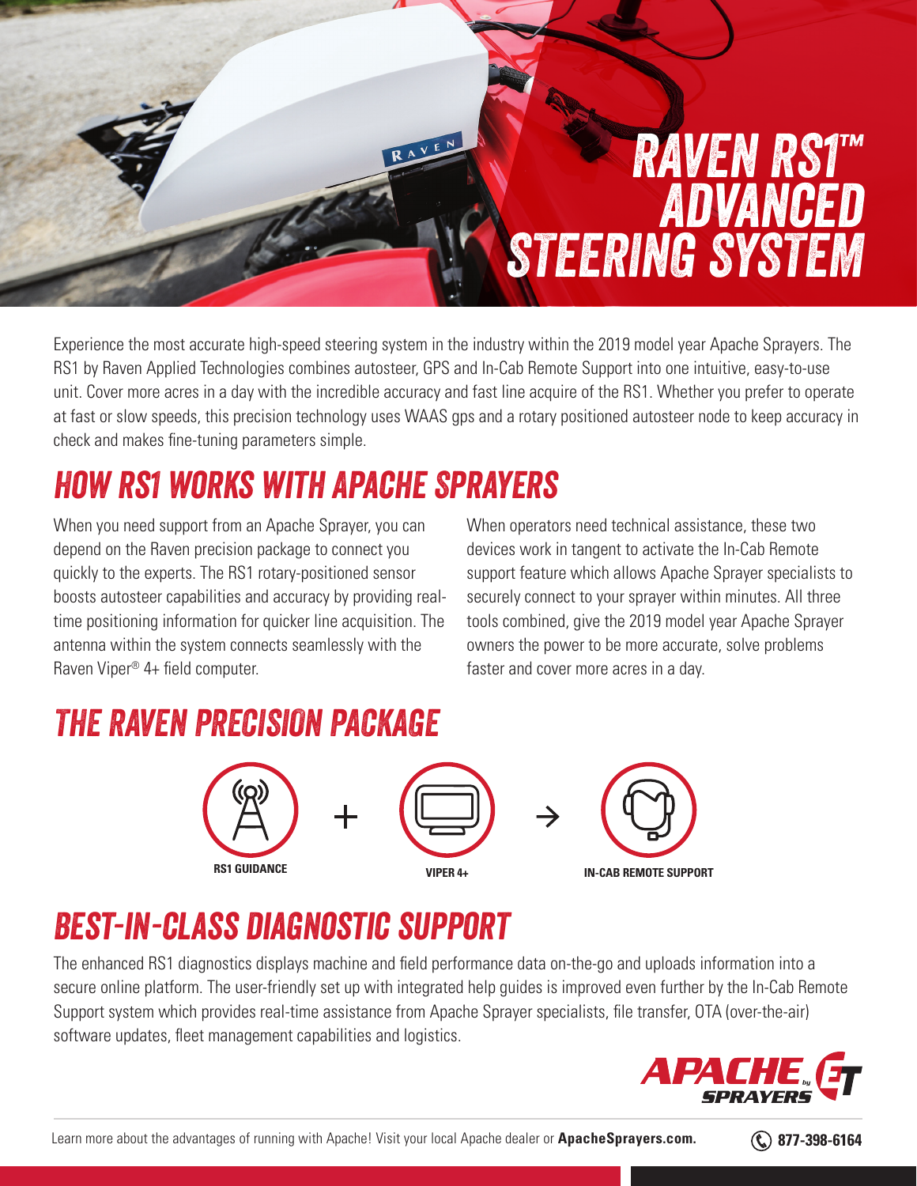# RAVEN RS1™ ADVANCED STEERING SYSTEM

Experience the most accurate high-speed steering system in the industry within the 2019 model year Apache Sprayers. The RS1 by Raven Applied Technologies combines autosteer, GPS and In-Cab Remote Support into one intuitive, easy-to-use unit. Cover more acres in a day with the incredible accuracy and fast line acquire of the RS1. Whether you prefer to operate at fast or slow speeds, this precision technology uses WAAS gps and a rotary positioned autosteer node to keep accuracy in check and makes fine-tuning parameters simple.

## HOW RS1 WORKS WITH APACHE SPRAYERS

When you need support from an Apache Sprayer, you can depend on the Raven precision package to connect you quickly to the experts. The RS1 rotary-positioned sensor boosts autosteer capabilities and accuracy by providing real-time positioning information for quicker line acquisition. The antenna within the system connects seamlessly with the Raven Viper® 4+ field computer.

When operators need technical assistance, these two devices work in tangent to activate the In-Cab Remote support feature which allows Apache Sprayer specialists to securely connect to your sprayer within minutes. All three tools combined, give the 2019 model year Apache Sprayer owners the power to be more accurate, solve problems faster and cover more acres in a day.

## THE RAVEN PRECISION PACKAGE

**RS1 GUIDANCE** + **VIPER 4+** → **IN-CAB REMOTE SUPPORT**

## BEST-IN-CLASS DIAGNOSTIC SUPPORT

The enhanced RS1 diagnostics displays machine and field performance data on-the-go and uploads information into a secure online platform. The user-friendly set up with integrated help guides is improved even further by the In-Cab Remote Support system which provides real-time assistance from Apache Sprayer specialists, file transfer, OTA (over-the-air) software updates, fleet management capabilities and logistics.

APACHE SPRAYERS by ET

Learn more about the advantages of running with Apache! Visit your local Apache dealer or **ApacheSprayers.com.** 877-398-6164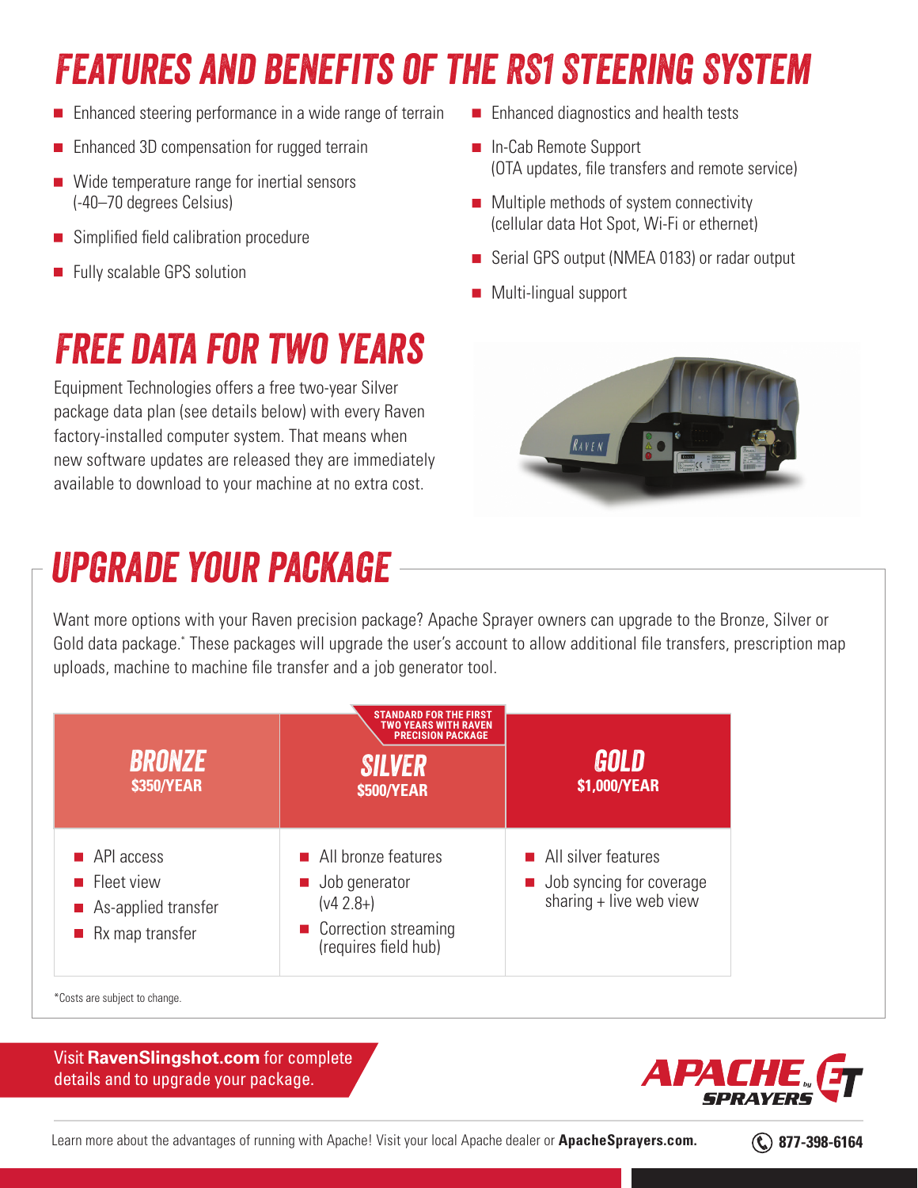# FEATURES AND BENEFITS OF THE RS1 STEERING SYSTEM

- Enhanced steering performance in a wide range of terrain
- Enhanced 3D compensation for rugged terrain
- Wide temperature range for inertial sensors (-40–70 degrees Celsius)
- Simplified field calibration procedure
- Fully scalable GPS solution
- Enhanced diagnostics and health tests
- In-Cab Remote Support (OTA updates, file transfers and remote service)
- Multiple methods of system connectivity (cellular data Hot Spot, Wi-Fi or ethernet)
- Serial GPS output (NMEA 0183) or radar output
- Multi-lingual support

# FREE DATA FOR TWO YEARS

Equipment Technologies offers a free two-year Silver package data plan (see details below) with every Raven factory-installed computer system. That means when new software updates are released they are immediately available to download to your machine at no extra cost.

# UPGRADE YOUR PACKAGE

Want more options with your Raven precision package? Apache Sprayer owners can upgrade to the Bronze, Silver or Gold data package.* These packages will upgrade the user's account to allow additional file transfers, prescription map uploads, machine to machine file transfer and a job generator tool.

| BRONZE<br>$350/YEAR | STANDARD FOR THE FIRST TWO YEARS WITH RAVEN PRECISION PACKAGE<br>SILVER<br>$500/YEAR | GOLD<br>$1,000/YEAR |
|---|---|---|
| - API access<br>- Fleet view<br>- As-applied transfer<br>- Rx map transfer | - All bronze features<br>- Job generator (v4 2.8+)<br>- Correction streaming (requires field hub) | - All silver features<br>- Job syncing for coverage sharing + live web view |

*Costs are subject to change.

Visit **RavenSlingshot.com** for complete details and to upgrade your package.

APACHE SPRAYERS by ET

Learn more about the advantages of running with Apache! Visit your local Apache dealer or **ApacheSprayers.com.**

877-398-6164